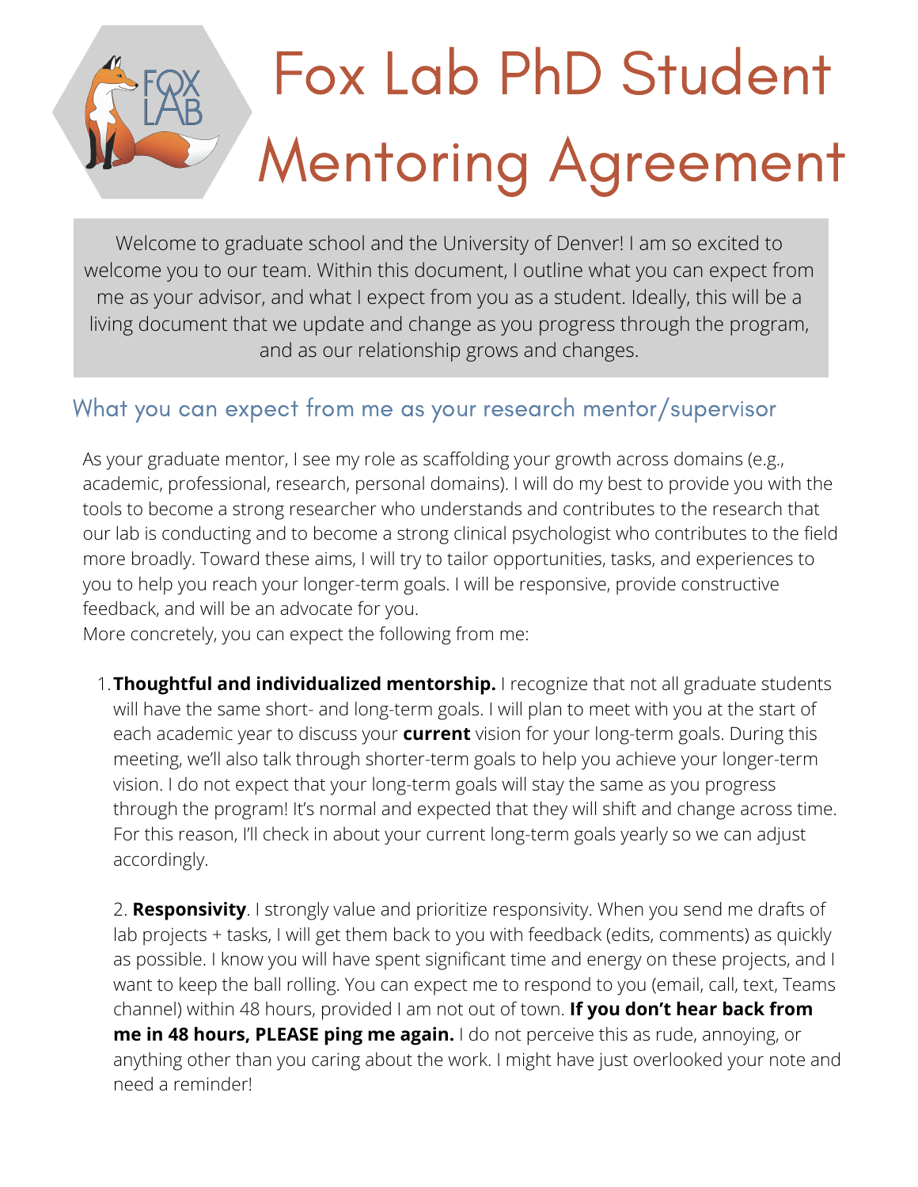# Fox Lab PhD Student Mentoring Agreement

Welcome to graduate school and the University of Denver! I am so excited to welcome you to our team. Within this document, I outline what you can expect from me as your advisor, and what I expect from you as a student. Ideally, this will be a living document that we update and change as you progress through the program, and as our relationship grows and changes.

## What you can expect from me as your research mentor/supervisor

As your graduate mentor, I see my role as scaffolding your growth across domains (e.g., academic, professional, research, personal domains). I will do my best to provide you with the tools to become a strong researcher who understands and contributes to the research that our lab is conducting and to become a strong clinical psychologist who contributes to the field more broadly. Toward these aims, I will try to tailor opportunities, tasks, and experiences to you to help you reach your longer-term goals. I will be responsive, provide constructive feedback, and will be an advocate for you.

More concretely, you can expect the following from me:

1. **Thoughtful and individualized mentorship.** I recognize that not all graduate students will have the same short- and long-term goals. I will plan to meet with you at the start of each academic year to discuss your **current** vision for your long-term goals. During this meeting, we'll also talk through shorter-term goals to help you achieve your longer-term vision. I do not expect that your long-term goals will stay the same as you progress through the program! It's normal and expected that they will shift and change across time. For this reason, I'll check in about your current long-term goals yearly so we can adjust accordingly.

2. **Responsivity**. I strongly value and prioritize responsivity. When you send me drafts of lab projects + tasks, I will get them back to you with feedback (edits, comments) as quickly as possible. I know you will have spent significant time and energy on these projects, and I want to keep the ball rolling. You can expect me to respond to you (email, call, text, Teams channel) within 48 hours, provided I am not out of town. **If you don't hear back from me in 48 hours, PLEASE ping me again.** I do not perceive this as rude, annoying, or anything other than you caring about the work. I might have just overlooked your note and need a reminder!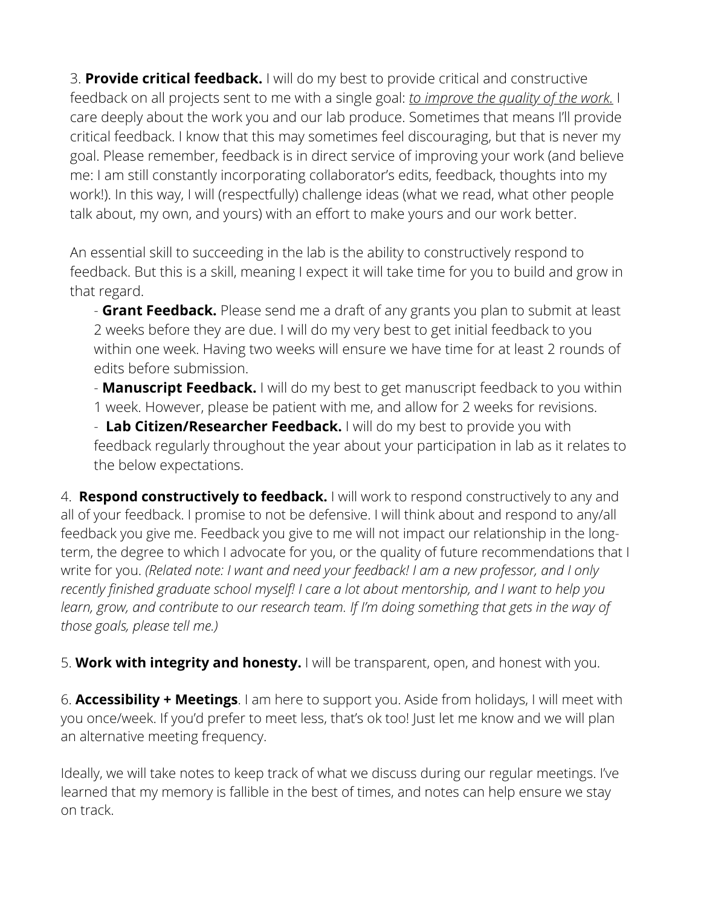3. **Provide critical feedback.** I will do my best to provide critical and constructive feedback on all projects sent to me with a single goal: *to improve the quality of the work.* I care deeply about the work you and our lab produce. Sometimes that means I'll provide critical feedback. I know that this may sometimes feel discouraging, but that is never my goal. Please remember, feedback is in direct service of improving your work (and believe me: I am still constantly incorporating collaborator's edits, feedback, thoughts into my work!). In this way, I will (respectfully) challenge ideas (what we read, what other people talk about, my own, and yours) with an effort to make yours and our work better.

An essential skill to succeeding in the lab is the ability to constructively respond to feedback. But this is a skill, meaning I expect it will take time for you to build and grow in that regard.

- **Grant Feedback.** Please send me a draft of any grants you plan to submit at least 2 weeks before they are due. I will do my very best to get initial feedback to you within one week. Having two weeks will ensure we have time for at least 2 rounds of edits before submission.
- **Manuscript Feedback.** I will do my best to get manuscript feedback to you within 1 week. However, please be patient with me, and allow for 2 weeks for revisions.
- **Lab Citizen/Researcher Feedback.** I will do my best to provide you with feedback regularly throughout the year about your participation in lab as it relates to the below expectations.

4. **Respond constructively to feedback.** I will work to respond constructively to any and all of your feedback. I promise to not be defensive. I will think about and respond to any/all feedback you give me. Feedback you give to me will not impact our relationship in the long-term, the degree to which I advocate for you, or the quality of future recommendations that I write for you. *(Related note: I want and need your feedback! I am a new professor, and I only recently finished graduate school myself! I care a lot about mentorship, and I want to help you learn, grow, and contribute to our research team. If I'm doing something that gets in the way of those goals, please tell me.)*

5. **Work with integrity and honesty.** I will be transparent, open, and honest with you.

6. **Accessibility + Meetings**. I am here to support you. Aside from holidays, I will meet with you once/week. If you'd prefer to meet less, that's ok too! Just let me know and we will plan an alternative meeting frequency.

Ideally, we will take notes to keep track of what we discuss during our regular meetings. I've learned that my memory is fallible in the best of times, and notes can help ensure we stay on track.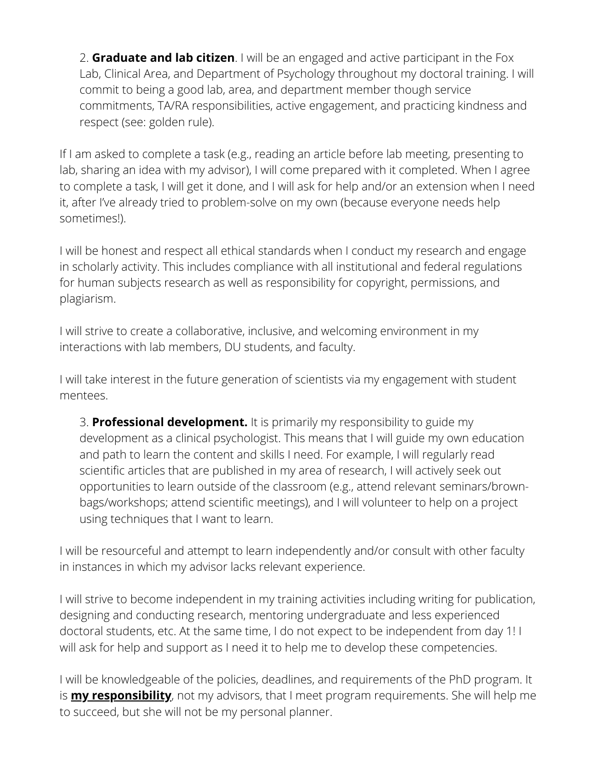2. **Graduate and lab citizen**. I will be an engaged and active participant in the Fox Lab, Clinical Area, and Department of Psychology throughout my doctoral training. I will commit to being a good lab, area, and department member though service commitments, TA/RA responsibilities, active engagement, and practicing kindness and respect (see: golden rule).

If I am asked to complete a task (e.g., reading an article before lab meeting, presenting to lab, sharing an idea with my advisor), I will come prepared with it completed. When I agree to complete a task, I will get it done, and I will ask for help and/or an extension when I need it, after I've already tried to problem-solve on my own (because everyone needs help sometimes!).

I will be honest and respect all ethical standards when I conduct my research and engage in scholarly activity. This includes compliance with all institutional and federal regulations for human subjects research as well as responsibility for copyright, permissions, and plagiarism.

I will strive to create a collaborative, inclusive, and welcoming environment in my interactions with lab members, DU students, and faculty.

I will take interest in the future generation of scientists via my engagement with student mentees.

3. **Professional development.** It is primarily my responsibility to guide my development as a clinical psychologist. This means that I will guide my own education and path to learn the content and skills I need. For example, I will regularly read scientific articles that are published in my area of research, I will actively seek out opportunities to learn outside of the classroom (e.g., attend relevant seminars/brown-bags/workshops; attend scientific meetings), and I will volunteer to help on a project using techniques that I want to learn.

I will be resourceful and attempt to learn independently and/or consult with other faculty in instances in which my advisor lacks relevant experience.

I will strive to become independent in my training activities including writing for publication, designing and conducting research, mentoring undergraduate and less experienced doctoral students, etc. At the same time, I do not expect to be independent from day 1! I will ask for help and support as I need it to help me to develop these competencies.

I will be knowledgeable of the policies, deadlines, and requirements of the PhD program. It is **my responsibility**, not my advisors, that I meet program requirements. She will help me to succeed, but she will not be my personal planner.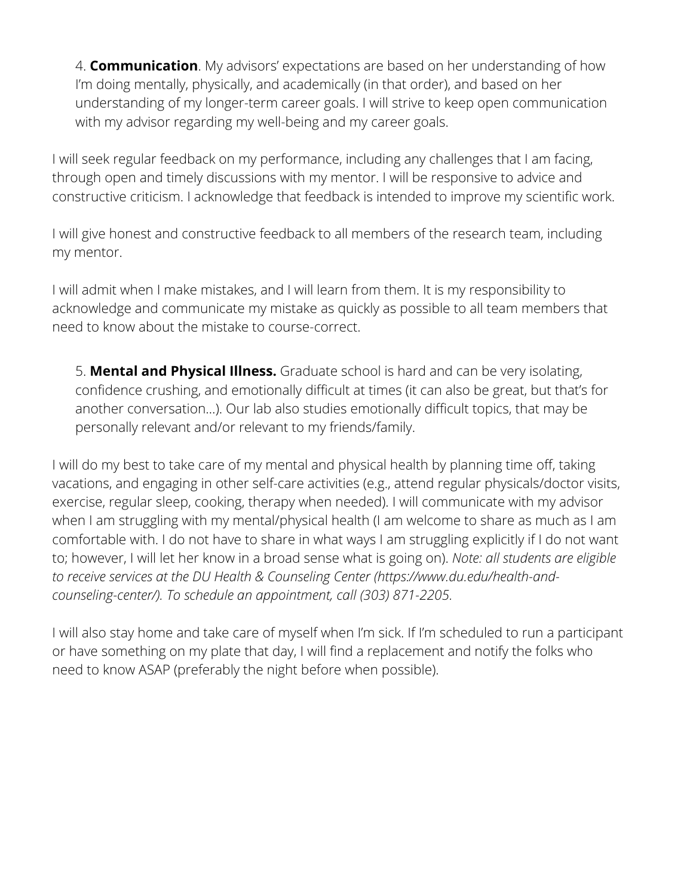4. **Communication**. My advisors' expectations are based on her understanding of how I'm doing mentally, physically, and academically (in that order), and based on her understanding of my longer-term career goals. I will strive to keep open communication with my advisor regarding my well-being and my career goals.

I will seek regular feedback on my performance, including any challenges that I am facing, through open and timely discussions with my mentor. I will be responsive to advice and constructive criticism. I acknowledge that feedback is intended to improve my scientific work.

I will give honest and constructive feedback to all members of the research team, including my mentor.

I will admit when I make mistakes, and I will learn from them. It is my responsibility to acknowledge and communicate my mistake as quickly as possible to all team members that need to know about the mistake to course-correct.

5. **Mental and Physical Illness.** Graduate school is hard and can be very isolating, confidence crushing, and emotionally difficult at times (it can also be great, but that's for another conversation...). Our lab also studies emotionally difficult topics, that may be personally relevant and/or relevant to my friends/family.

I will do my best to take care of my mental and physical health by planning time off, taking vacations, and engaging in other self-care activities (e.g., attend regular physicals/doctor visits, exercise, regular sleep, cooking, therapy when needed). I will communicate with my advisor when I am struggling with my mental/physical health (I am welcome to share as much as I am comfortable with. I do not have to share in what ways I am struggling explicitly if I do not want to; however, I will let her know in a broad sense what is going on). *Note: all students are eligible to receive services at the DU Health & Counseling Center (https://www.du.edu/health-and-counseling-center/). To schedule an appointment, call (303) 871-2205.*

I will also stay home and take care of myself when I'm sick. If I'm scheduled to run a participant or have something on my plate that day, I will find a replacement and notify the folks who need to know ASAP (preferably the night before when possible).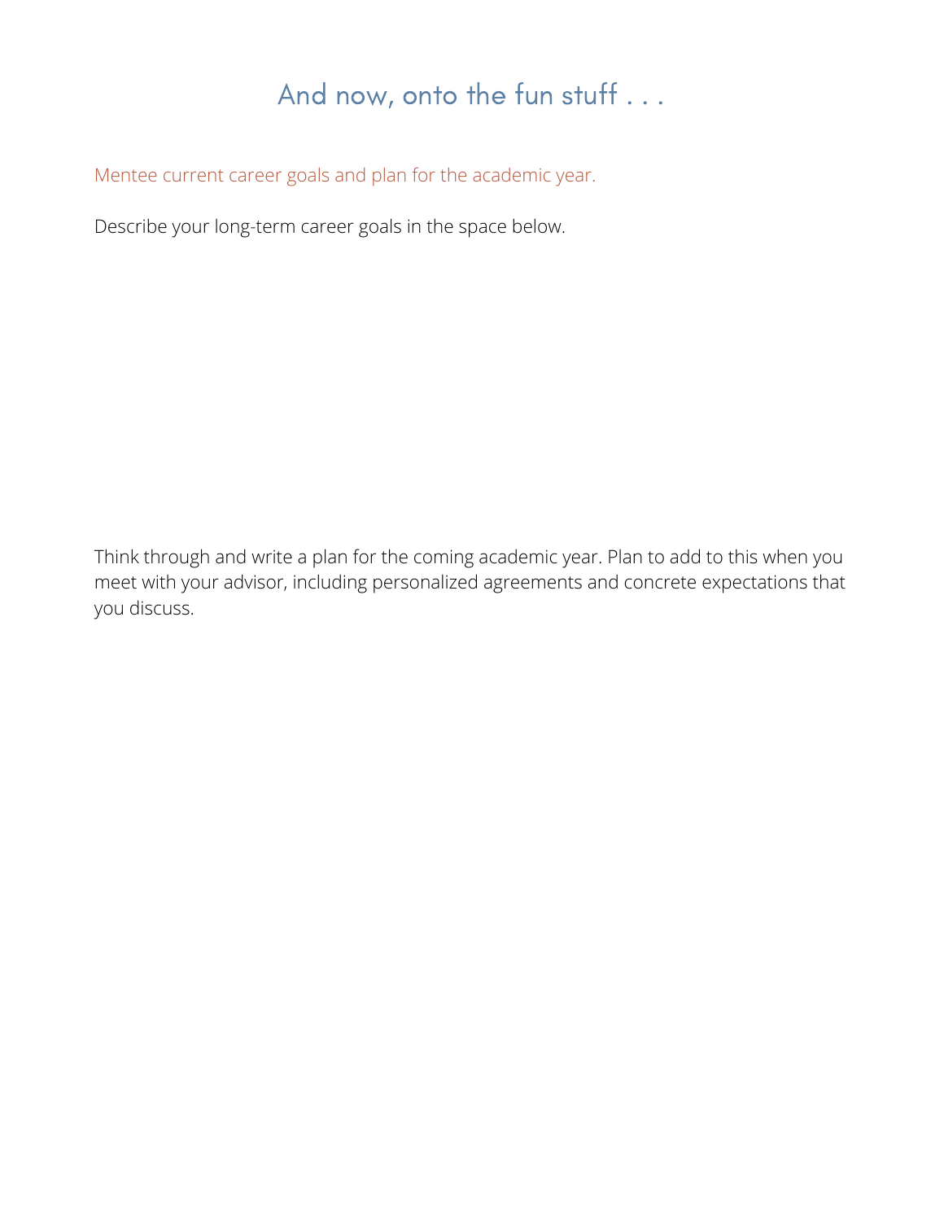# And now, onto the fun stuff . . .

## Mentee current career goals and plan for the academic year.

Describe your long-term career goals in the space below.

Think through and write a plan for the coming academic year. Plan to add to this when you meet with your advisor, including personalized agreements and concrete expectations that you discuss.